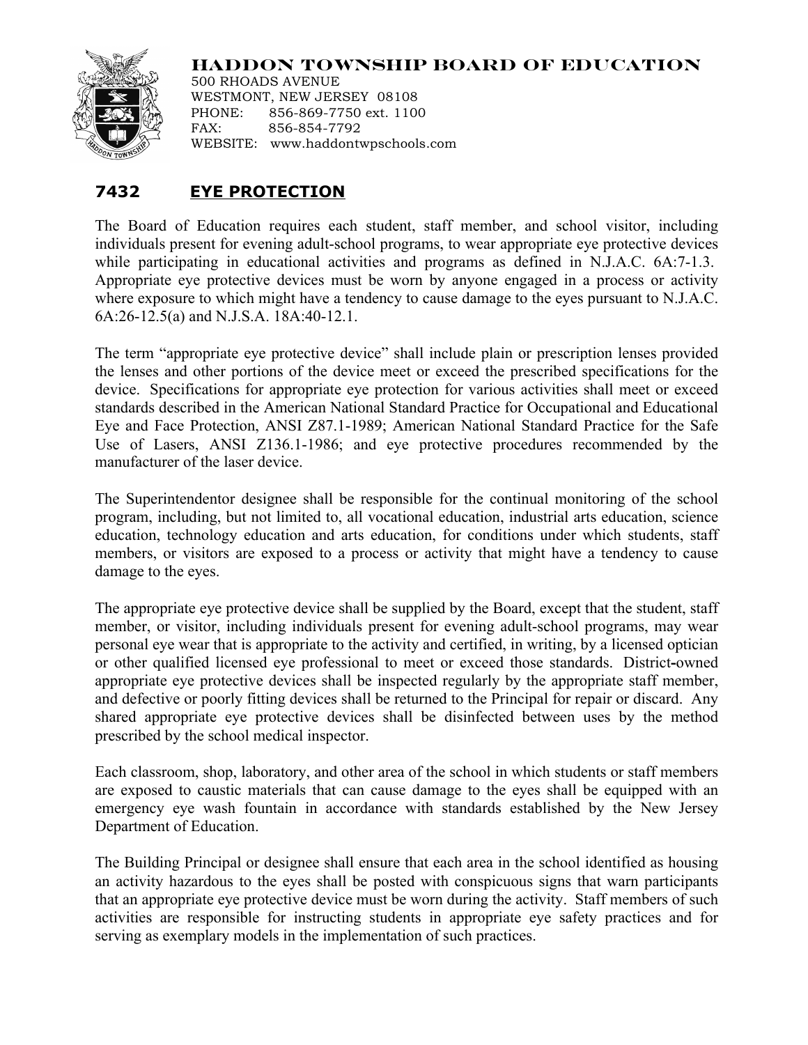# HADDON TOWNSHIP BOARD OF EDUCATION

500 RHOADS AVENUE
WESTMONT, NEW JERSEY 08108
PHONE: 856-869-7750 ext. 1100
FAX: 856-854-7792
WEBSITE: www.haddontwpschools.com

## 7432 EYE PROTECTION

The Board of Education requires each student, staff member, and school visitor, including individuals present for evening adult-school programs, to wear appropriate eye protective devices while participating in educational activities and programs as defined in N.J.A.C. 6A:7-1.3. Appropriate eye protective devices must be worn by anyone engaged in a process or activity where exposure to which might have a tendency to cause damage to the eyes pursuant to N.J.A.C. 6A:26-12.5(a) and N.J.S.A. 18A:40-12.1.

The term "appropriate eye protective device" shall include plain or prescription lenses provided the lenses and other portions of the device meet or exceed the prescribed specifications for the device. Specifications for appropriate eye protection for various activities shall meet or exceed standards described in the American National Standard Practice for Occupational and Educational Eye and Face Protection, ANSI Z87.1-1989; American National Standard Practice for the Safe Use of Lasers, ANSI Z136.1-1986; and eye protective procedures recommended by the manufacturer of the laser device.

The Superintendentor designee shall be responsible for the continual monitoring of the school program, including, but not limited to, all vocational education, industrial arts education, science education, technology education and arts education, for conditions under which students, staff members, or visitors are exposed to a process or activity that might have a tendency to cause damage to the eyes.

The appropriate eye protective device shall be supplied by the Board, except that the student, staff member, or visitor, including individuals present for evening adult-school programs, may wear personal eye wear that is appropriate to the activity and certified, in writing, by a licensed optician or other qualified licensed eye professional to meet or exceed those standards. District-owned appropriate eye protective devices shall be inspected regularly by the appropriate staff member, and defective or poorly fitting devices shall be returned to the Principal for repair or discard. Any shared appropriate eye protective devices shall be disinfected between uses by the method prescribed by the school medical inspector.

Each classroom, shop, laboratory, and other area of the school in which students or staff members are exposed to caustic materials that can cause damage to the eyes shall be equipped with an emergency eye wash fountain in accordance with standards established by the New Jersey Department of Education.

The Building Principal or designee shall ensure that each area in the school identified as housing an activity hazardous to the eyes shall be posted with conspicuous signs that warn participants that an appropriate eye protective device must be worn during the activity. Staff members of such activities are responsible for instructing students in appropriate eye safety practices and for serving as exemplary models in the implementation of such practices.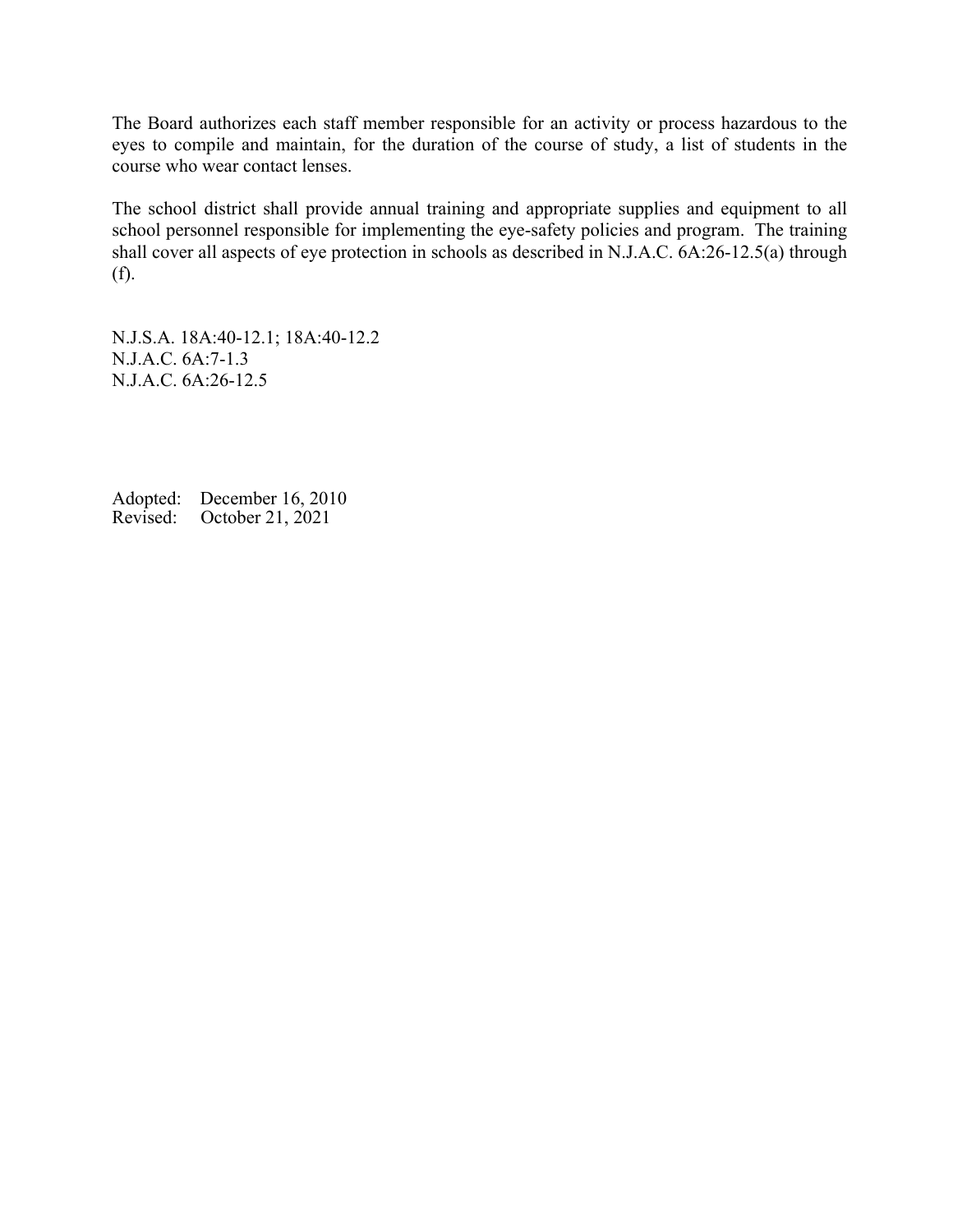The Board authorizes each staff member responsible for an activity or process hazardous to the eyes to compile and maintain, for the duration of the course of study, a list of students in the course who wear contact lenses.

The school district shall provide annual training and appropriate supplies and equipment to all school personnel responsible for implementing the eye-safety policies and program. The training shall cover all aspects of eye protection in schools as described in N.J.A.C. 6A:26-12.5(a) through (f).

N.J.S.A. 18A:40-12.1; 18A:40-12.2
N.J.A.C. 6A:7-1.3
N.J.A.C. 6A:26-12.5

Adopted: December 16, 2010
Revised: October 21, 2021